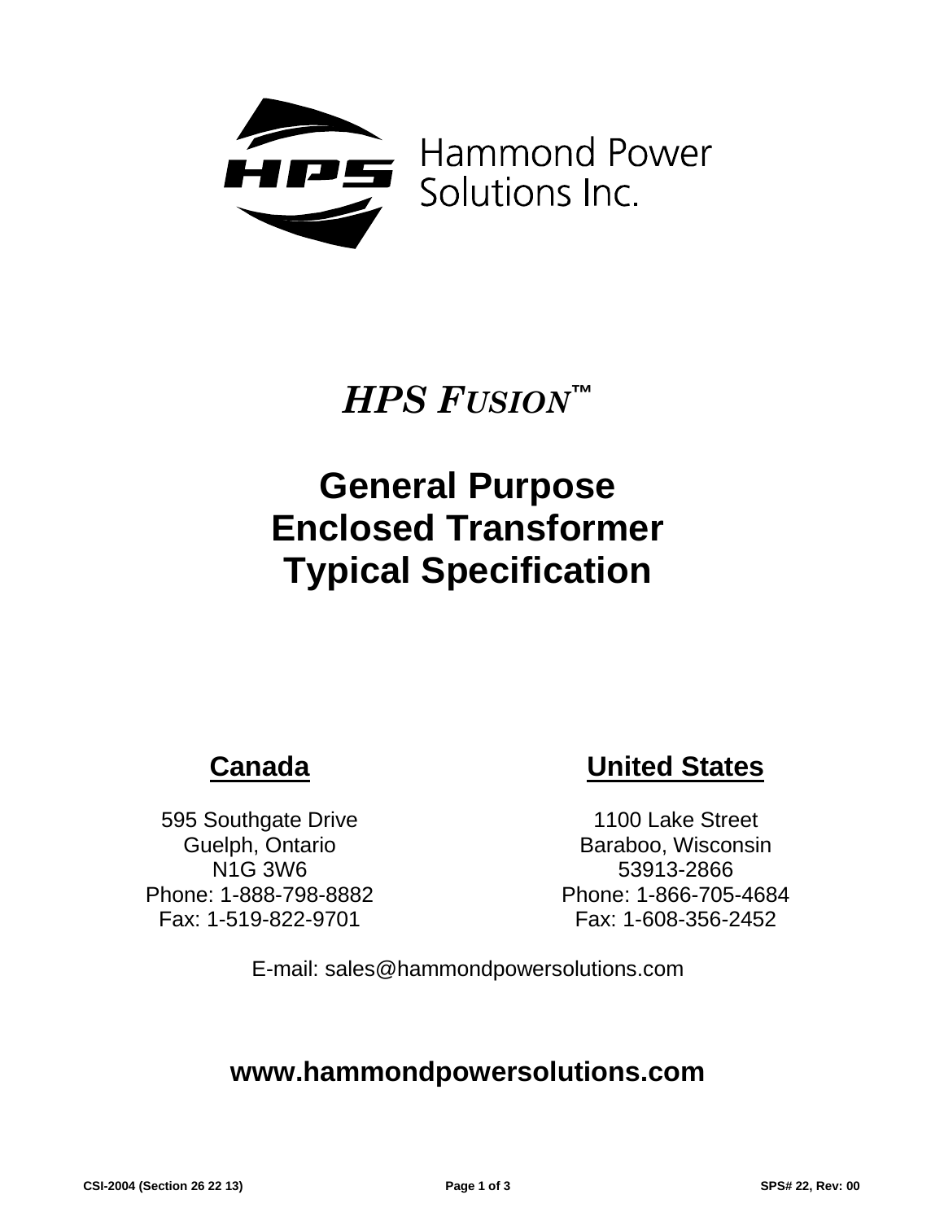Hammond Power Solutions Inc.

# *HPS FUSION™*

# General Purpose Enclosed Transformer Typical Specification

## Canada

595 Southgate Drive
Guelph, Ontario
N1G 3W6
Phone: 1-888-798-8882
Fax: 1-519-822-9701

## United States

1100 Lake Street
Baraboo, Wisconsin
53913-2866
Phone: 1-866-705-4684
Fax: 1-608-356-2452

E-mail: sales@hammondpowersolutions.com

**www.hammondpowersolutions.com**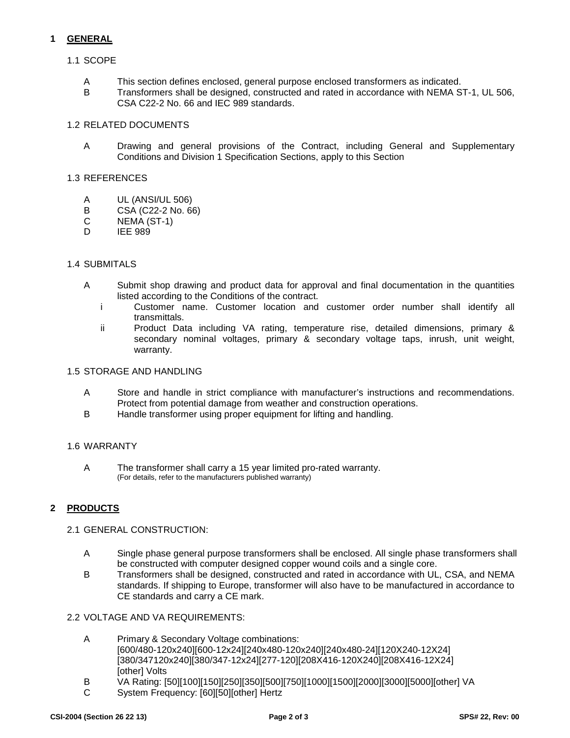# 1 GENERAL

## 1.1 SCOPE

A This section defines enclosed, general purpose enclosed transformers as indicated.

B Transformers shall be designed, constructed and rated in accordance with NEMA ST-1, UL 506, CSA C22-2 No. 66 and IEC 989 standards.

## 1.2 RELATED DOCUMENTS

A Drawing and general provisions of the Contract, including General and Supplementary Conditions and Division 1 Specification Sections, apply to this Section

## 1.3 REFERENCES

A UL (ANSI/UL 506)

B CSA (C22-2 No. 66)

C NEMA (ST-1)

D IEE 989

## 1.4 SUBMITALS

A Submit shop drawing and product data for approval and final documentation in the quantities listed according to the Conditions of the contract.

- i Customer name. Customer location and customer order number shall identify all transmittals.
- ii Product Data including VA rating, temperature rise, detailed dimensions, primary & secondary nominal voltages, primary & secondary voltage taps, inrush, unit weight, warranty.

## 1.5 STORAGE AND HANDLING

A Store and handle in strict compliance with manufacturer's instructions and recommendations. Protect from potential damage from weather and construction operations.

B Handle transformer using proper equipment for lifting and handling.

## 1.6 WARRANTY

A The transformer shall carry a 15 year limited pro-rated warranty.
(For details, refer to the manufacturers published warranty)

# 2 PRODUCTS

## 2.1 GENERAL CONSTRUCTION:

A Single phase general purpose transformers shall be enclosed. All single phase transformers shall be constructed with computer designed copper wound coils and a single core.

B Transformers shall be designed, constructed and rated in accordance with UL, CSA, and NEMA standards. If shipping to Europe, transformer will also have to be manufactured in accordance to CE standards and carry a CE mark.

## 2.2 VOLTAGE AND VA REQUIREMENTS:

A Primary & Secondary Voltage combinations:
[600/480-120x240][600-12x24][240x480-120x240][240x480-24][120X240-12X24]
[380/347120x240][380/347-12x24][277-120][208X416-120X240][208X416-12X24]
[other] Volts

B VA Rating: [50][100][150][250][350][500][750][1000][1500][2000][3000][5000][other] VA

C System Frequency: [60][50][other] Hertz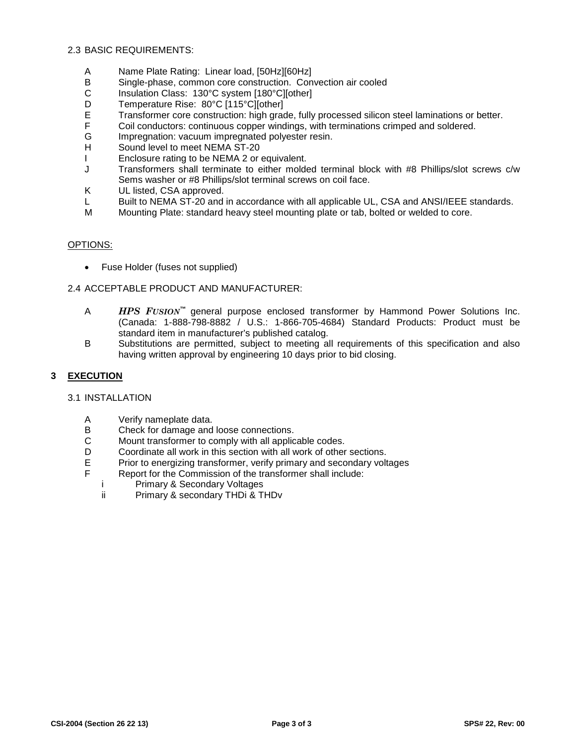2.3 BASIC REQUIREMENTS:

A Name Plate Rating: Linear load, [50Hz][60Hz]
B Single-phase, common core construction. Convection air cooled
C Insulation Class: 130°C system [180°C][other]
D Temperature Rise: 80°C [115°C][other]
E Transformer core construction: high grade, fully processed silicon steel laminations or better.
F Coil conductors: continuous copper windings, with terminations crimped and soldered.
G Impregnation: vacuum impregnated polyester resin.
H Sound level to meet NEMA ST-20
I Enclosure rating to be NEMA 2 or equivalent.
J Transformers shall terminate to either molded terminal block with #8 Phillips/slot screws c/w Sems washer or #8 Phillips/slot terminal screws on coil face.
K UL listed, CSA approved.
L Built to NEMA ST-20 and in accordance with all applicable UL, CSA and ANSI/IEEE standards.
M Mounting Plate: standard heavy steel mounting plate or tab, bolted or welded to core.

OPTIONS:

- Fuse Holder (fuses not supplied)

2.4 ACCEPTABLE PRODUCT AND MANUFACTURER:

A ***HPS FUSION***™ general purpose enclosed transformer by Hammond Power Solutions Inc. (Canada: 1-888-798-8882 / U.S.: 1-866-705-4684) Standard Products: Product must be standard item in manufacturer's published catalog.
B Substitutions are permitted, subject to meeting all requirements of this specification and also having written approval by engineering 10 days prior to bid closing.

## 3 EXECUTION

3.1 INSTALLATION

A Verify nameplate data.
B Check for damage and loose connections.
C Mount transformer to comply with all applicable codes.
D Coordinate all work in this section with all work of other sections.
E Prior to energizing transformer, verify primary and secondary voltages
F Report for the Commission of the transformer shall include:
 i Primary & Secondary Voltages
 ii Primary & secondary THDi & THDv